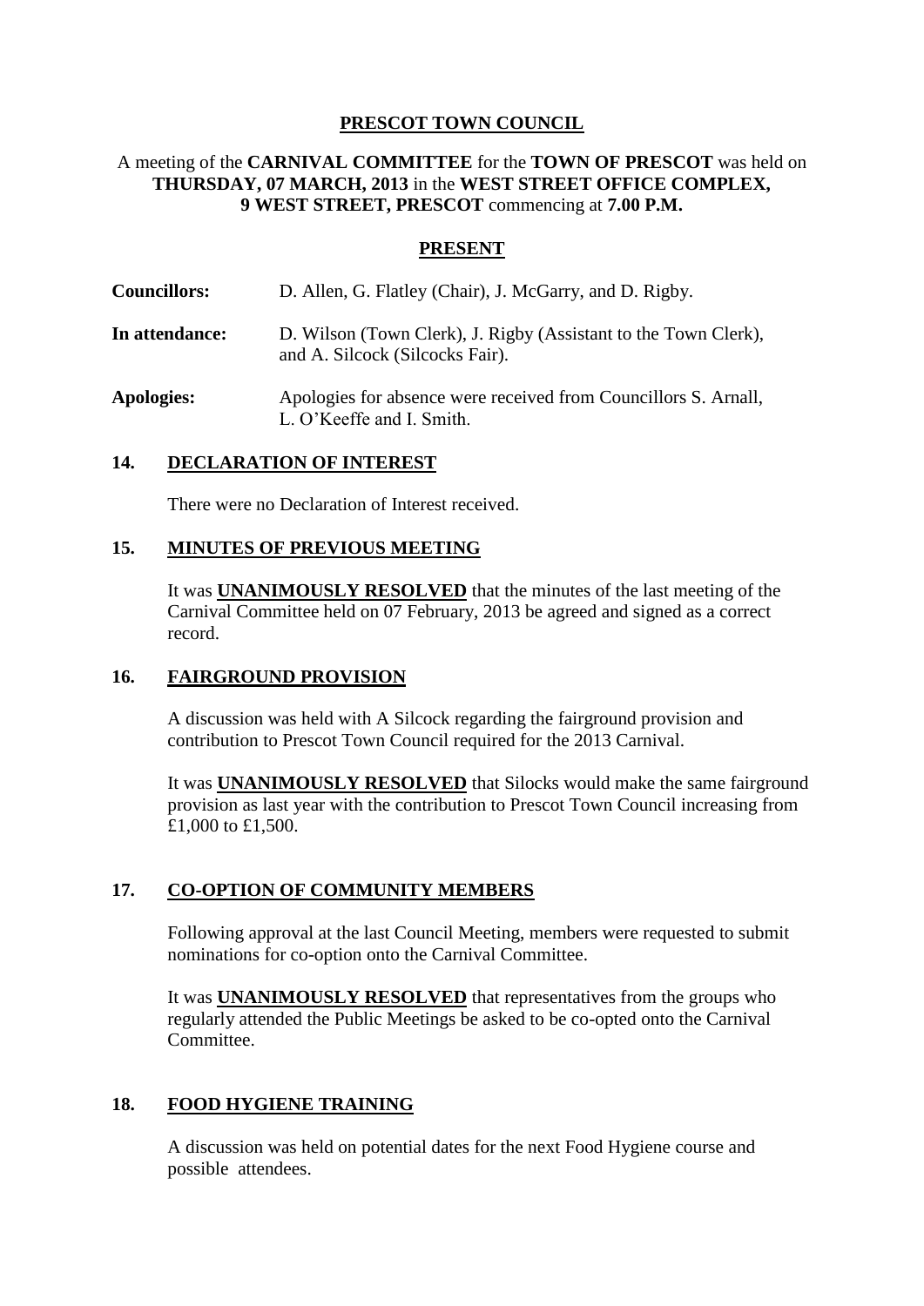# PRESCOT TOWN COUNCIL

A meeting of the **CARNIVAL COMMITTEE** for the **TOWN OF PRESCOT** was held on **THURSDAY, 07 MARCH, 2013** in the **WEST STREET OFFICE COMPLEX, 9 WEST STREET, PRESCOT** commencing at **7.00 P.M.**

## PRESENT

**Councillors:** D. Allen, G. Flatley (Chair), J. McGarry, and D. Rigby.

**In attendance:** D. Wilson (Town Clerk), J. Rigby (Assistant to the Town Clerk), and A. Silcock (Silcocks Fair).

**Apologies:** Apologies for absence were received from Councillors S. Arnall, L. O'Keeffe and I. Smith.

## 14. DECLARATION OF INTEREST

There were no Declaration of Interest received.

## 15. MINUTES OF PREVIOUS MEETING

It was **UNANIMOUSLY RESOLVED** that the minutes of the last meeting of the Carnival Committee held on 07 February, 2013 be agreed and signed as a correct record.

## 16. FAIRGROUND PROVISION

A discussion was held with A Silcock regarding the fairground provision and contribution to Prescot Town Council required for the 2013 Carnival.

It was **UNANIMOUSLY RESOLVED** that Silocks would make the same fairground provision as last year with the contribution to Prescot Town Council increasing from £1,000 to £1,500.

## 17. CO-OPTION OF COMMUNITY MEMBERS

Following approval at the last Council Meeting, members were requested to submit nominations for co-option onto the Carnival Committee.

It was **UNANIMOUSLY RESOLVED** that representatives from the groups who regularly attended the Public Meetings be asked to be co-opted onto the Carnival Committee.

## 18. FOOD HYGIENE TRAINING

A discussion was held on potential dates for the next Food Hygiene course and possible attendees.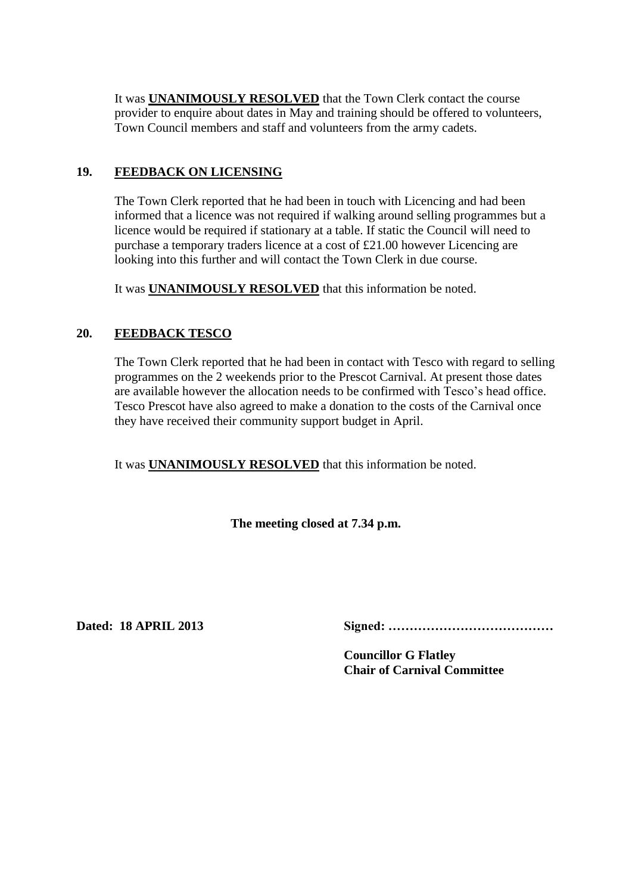It was **UNANIMOUSLY RESOLVED** that the Town Clerk contact the course provider to enquire about dates in May and training should be offered to volunteers, Town Council members and staff and volunteers from the army cadets.

## 19. FEEDBACK ON LICENSING

The Town Clerk reported that he had been in touch with Licencing and had been informed that a licence was not required if walking around selling programmes but a licence would be required if stationary at a table. If static the Council will need to purchase a temporary traders licence at a cost of £21.00 however Licencing are looking into this further and will contact the Town Clerk in due course.

It was **UNANIMOUSLY RESOLVED** that this information be noted.

## 20. FEEDBACK TESCO

The Town Clerk reported that he had been in contact with Tesco with regard to selling programmes on the 2 weekends prior to the Prescot Carnival. At present those dates are available however the allocation needs to be confirmed with Tesco's head office. Tesco Prescot have also agreed to make a donation to the costs of the Carnival once they have received their community support budget in April.

It was **UNANIMOUSLY RESOLVED** that this information be noted.

**The meeting closed at 7.34 p.m.**

**Dated: 18 APRIL 2013** **Signed: …………………………………**

**Councillor G Flatley**
**Chair of Carnival Committee**